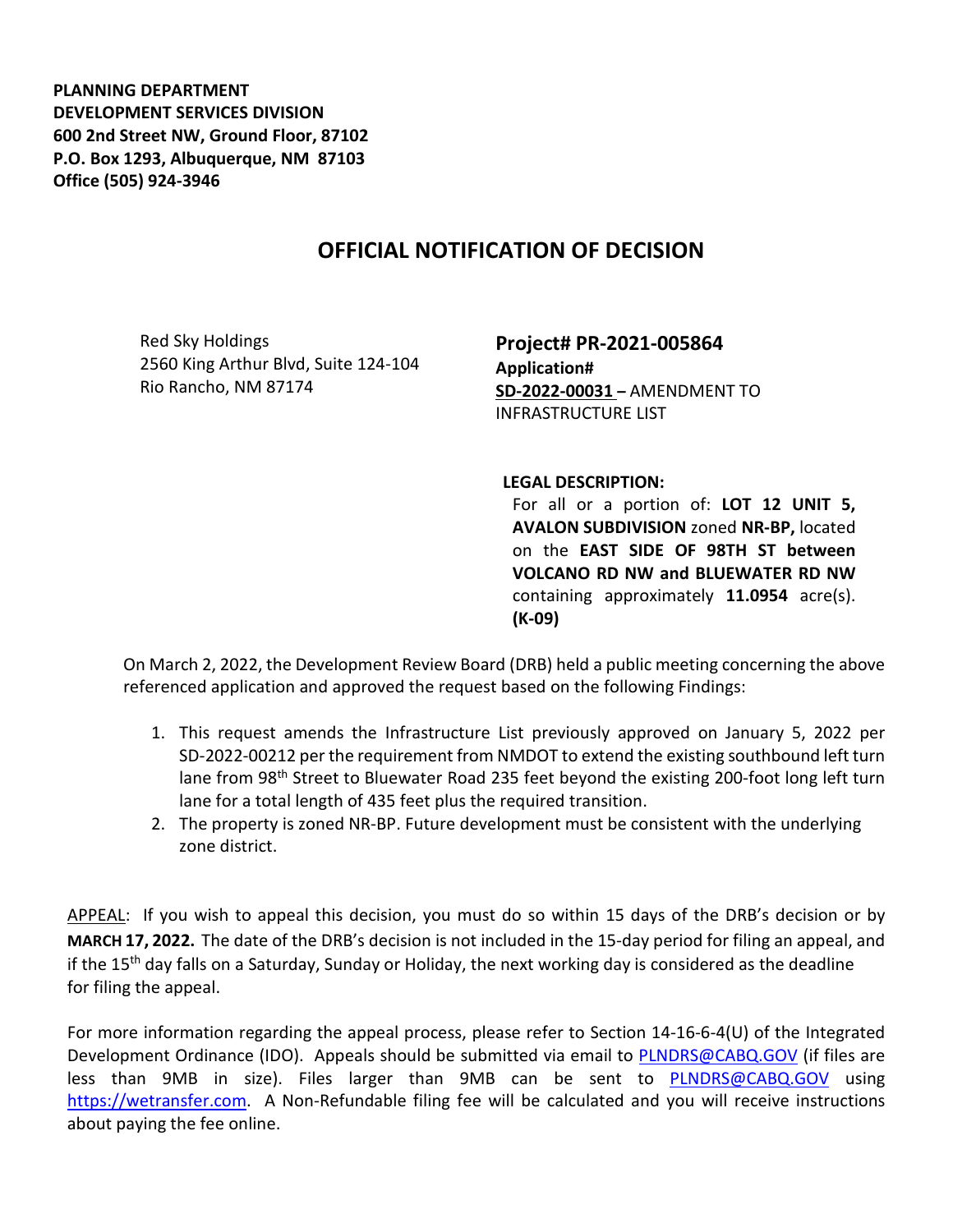**PLANNING DEPARTMENT**
**DEVELOPMENT SERVICES DIVISION**
**600 2nd Street NW, Ground Floor, 87102**
**P.O. Box 1293, Albuquerque, NM 87103**
**Office (505) 924-3946**

# OFFICIAL NOTIFICATION OF DECISION

Red Sky Holdings
2560 King Arthur Blvd, Suite 124-104
Rio Rancho, NM 87174

**Project# PR-2021-005864**
**Application#**
**SD-2022-00031 –** AMENDMENT TO INFRASTRUCTURE LIST

**LEGAL DESCRIPTION:**
For all or a portion of: **LOT 12 UNIT 5, AVALON SUBDIVISION** zoned **NR-BP,** located on the **EAST SIDE OF 98TH ST between VOLCANO RD NW and BLUEWATER RD NW** containing approximately **11.0954** acre(s). **(K-09)**

On March 2, 2022, the Development Review Board (DRB) held a public meeting concerning the above referenced application and approved the request based on the following Findings:

1. This request amends the Infrastructure List previously approved on January 5, 2022 per SD-2022-00212 per the requirement from NMDOT to extend the existing southbound left turn lane from 98th Street to Bluewater Road 235 feet beyond the existing 200-foot long left turn lane for a total length of 435 feet plus the required transition.
2. The property is zoned NR-BP. Future development must be consistent with the underlying zone district.

APPEAL: If you wish to appeal this decision, you must do so within 15 days of the DRB's decision or by **MARCH 17, 2022.** The date of the DRB's decision is not included in the 15-day period for filing an appeal, and if the 15th day falls on a Saturday, Sunday or Holiday, the next working day is considered as the deadline for filing the appeal.

For more information regarding the appeal process, please refer to Section 14-16-6-4(U) of the Integrated Development Ordinance (IDO). Appeals should be submitted via email to PLNDRS@CABQ.GOV (if files are less than 9MB in size). Files larger than 9MB can be sent to PLNDRS@CABQ.GOV using https://wetransfer.com. A Non-Refundable filing fee will be calculated and you will receive instructions about paying the fee online.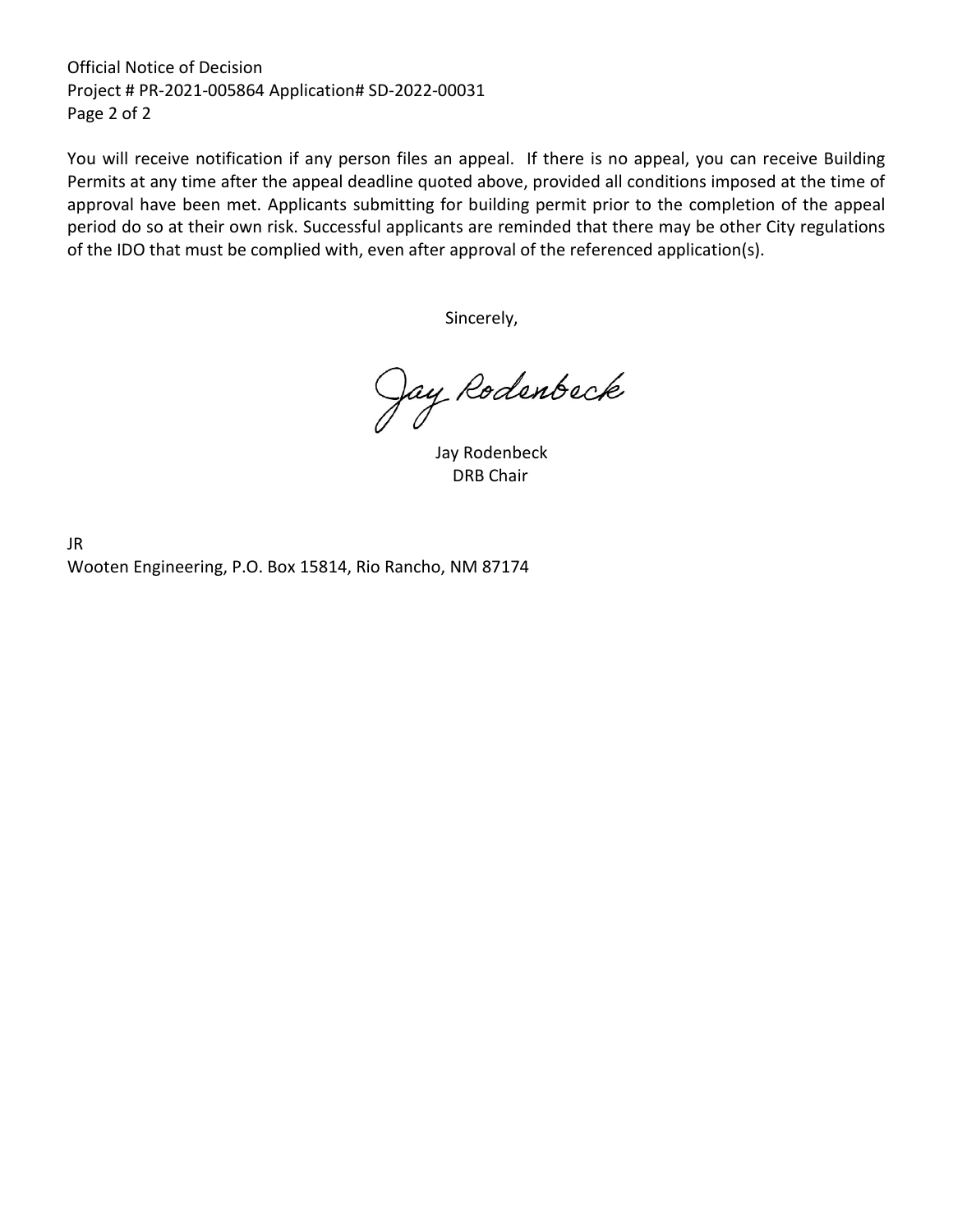You will receive notification if any person files an appeal. If there is no appeal, you can receive Building Permits at any time after the appeal deadline quoted above, provided all conditions imposed at the time of approval have been met. Applicants submitting for building permit prior to the completion of the appeal period do so at their own risk. Successful applicants are reminded that there may be other City regulations of the IDO that must be complied with, even after approval of the referenced application(s).

Sincerely,

Jay Rodenbeck

Jay Rodenbeck
DRB Chair

JR
Wooten Engineering, P.O. Box 15814, Rio Rancho, NM 87174